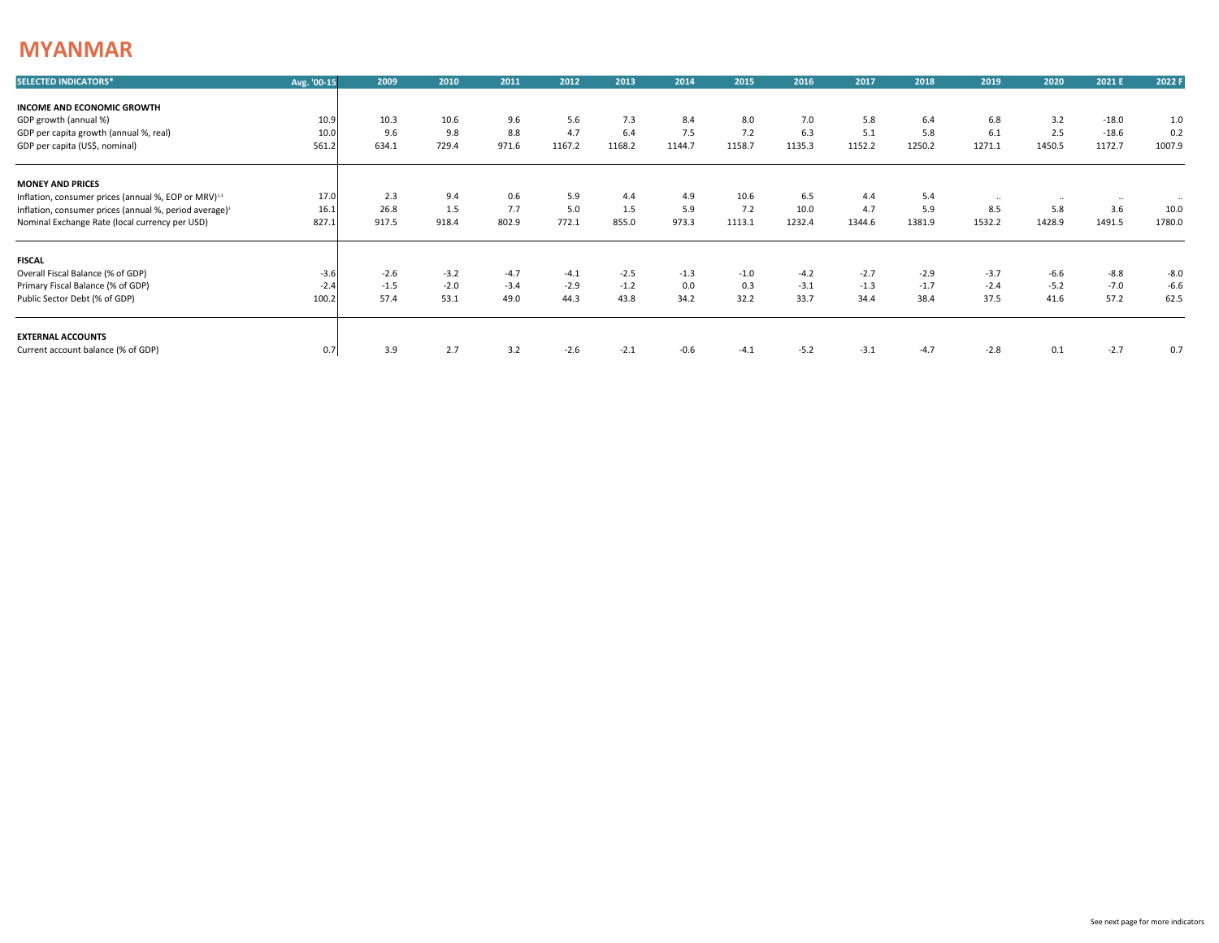# MYANMAR

| SELECTED INDICATORS* | Avg. '00-15 | 2009 | 2010 | 2011 | 2012 | 2013 | 2014 | 2015 | 2016 | 2017 | 2018 | 2019 | 2020 | 2021 E | 2022 F |
|---|---|---|---|---|---|---|---|---|---|---|---|---|---|---|---|
| **INCOME AND ECONOMIC GROWTH** | | | | | | | | | | | | | | | |
| GDP growth (annual %) | 10.9 | 10.3 | 10.6 | 9.6 | 5.6 | 7.3 | 8.4 | 8.0 | 7.0 | 5.8 | 6.4 | 6.8 | 3.2 | -18.0 | 1.0 |
| GDP per capita growth (annual %, real) | 10.0 | 9.6 | 9.8 | 8.8 | 4.7 | 6.4 | 7.5 | 7.2 | 6.3 | 5.1 | 5.8 | 6.1 | 2.5 | -18.6 | 0.2 |
| GDP per capita (US$, nominal) | 561.2 | 634.1 | 729.4 | 971.6 | 1167.2 | 1168.2 | 1144.7 | 1158.7 | 1135.3 | 1152.2 | 1250.2 | 1271.1 | 1450.5 | 1172.7 | 1007.9 |
| **MONEY AND PRICES** | | | | | | | | | | | | | | | |
| Inflation, consumer prices (annual %, EOP or MRV)[1,2] | 17.0 | 2.3 | 9.4 | 0.6 | 5.9 | 4.4 | 4.9 | 10.6 | 6.5 | 4.4 | 5.4 | .. | .. | .. | .. |
| Inflation, consumer prices (annual %, period average)[1] | 16.1 | 26.8 | 1.5 | 7.7 | 5.0 | 1.5 | 5.9 | 7.2 | 10.0 | 4.7 | 5.9 | 8.5 | 5.8 | 3.6 | 10.0 |
| Nominal Exchange Rate (local currency per USD) | 827.1 | 917.5 | 918.4 | 802.9 | 772.1 | 855.0 | 973.3 | 1113.1 | 1232.4 | 1344.6 | 1381.9 | 1532.2 | 1428.9 | 1491.5 | 1780.0 |
| **FISCAL** | | | | | | | | | | | | | | | |
| Overall Fiscal Balance (% of GDP) | -3.6 | -2.6 | -3.2 | -4.7 | -4.1 | -2.5 | -1.3 | -1.0 | -4.2 | -2.7 | -2.9 | -3.7 | -6.6 | -8.8 | -8.0 |
| Primary Fiscal Balance (% of GDP) | -2.4 | -1.5 | -2.0 | -3.4 | -2.9 | -1.2 | 0.0 | 0.3 | -3.1 | -1.3 | -1.7 | -2.4 | -5.2 | -7.0 | -6.6 |
| Public Sector Debt (% of GDP) | 100.2 | 57.4 | 53.1 | 49.0 | 44.3 | 43.8 | 34.2 | 32.2 | 33.7 | 34.4 | 38.4 | 37.5 | 41.6 | 57.2 | 62.5 |
| **EXTERNAL ACCOUNTS** | | | | | | | | | | | | | | | |
| Current account balance (% of GDP) | 0.7 | 3.9 | 2.7 | 3.2 | -2.6 | -2.1 | -0.6 | -4.1 | -5.2 | -3.1 | -4.7 | -2.8 | 0.1 | -2.7 | 0.7 |

See next page for more indicators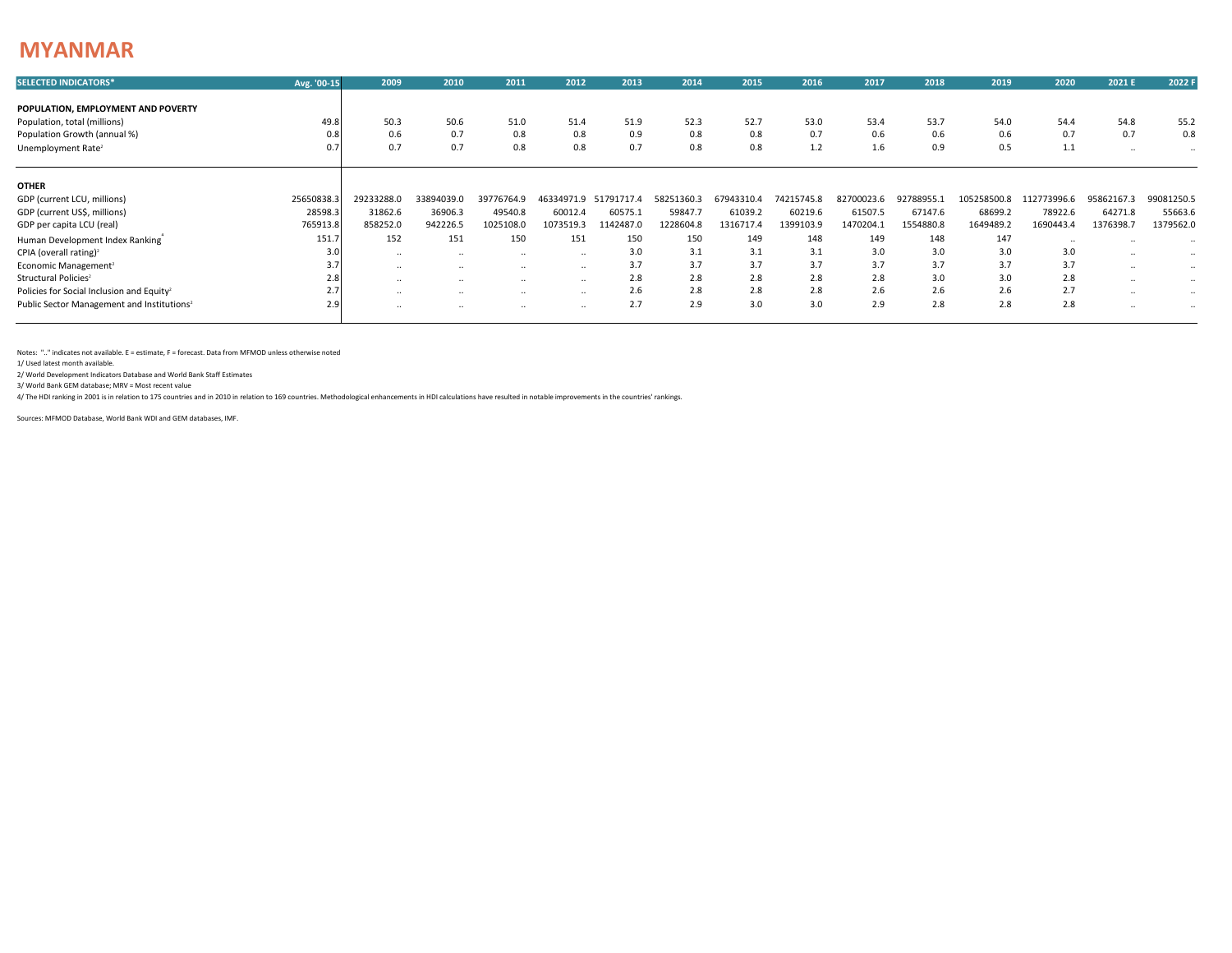# MYANMAR

| SELECTED INDICATORS* | Avg. '00-15 | 2009 | 2010 | 2011 | 2012 | 2013 | 2014 | 2015 | 2016 | 2017 | 2018 | 2019 | 2020 | 2021 E | 2022 F |
|---|---|---|---|---|---|---|---|---|---|---|---|---|---|---|---|
| **POPULATION, EMPLOYMENT AND POVERTY** | | | | | | | | | | | | | | | |
| Population, total (millions) | 49.8 | 50.3 | 50.6 | 51.0 | 51.4 | 51.9 | 52.3 | 52.7 | 53.0 | 53.4 | 53.7 | 54.0 | 54.4 | 54.8 | 55.2 |
| Population Growth (annual %) | 0.8 | 0.6 | 0.7 | 0.8 | 0.8 | 0.9 | 0.8 | 0.8 | 0.7 | 0.6 | 0.6 | 0.6 | 0.7 | 0.7 | 0.8 |
| Unemployment Rate[2] | 0.7 | 0.7 | 0.7 | 0.8 | 0.8 | 0.7 | 0.8 | 0.8 | 1.2 | 1.6 | 0.9 | 0.5 | 1.1 | .. | .. |
| **OTHER** | | | | | | | | | | | | | | | |
| GDP (current LCU, millions) | 25650838.3 | 29233288.0 | 33894039.0 | 39776764.9 | 46334971.9 | 51791717.4 | 58251360.3 | 67943310.4 | 74215745.8 | 82700023.6 | 92788955.1 | 105258500.8 | 112773996.6 | 95862167.3 | 99081250.5 |
| GDP (current US$, millions) | 28598.3 | 31862.6 | 36906.3 | 49540.8 | 60012.4 | 60575.1 | 59847.7 | 61039.2 | 60219.6 | 61507.5 | 67147.6 | 68699.2 | 78922.6 | 64271.8 | 55663.6 |
| GDP per capita LCU (real) | 765913.8 | 858252.0 | 942226.5 | 1025108.0 | 1073519.3 | 1142487.0 | 1228604.8 | 1316717.4 | 1399103.9 | 1470204.1 | 1554880.8 | 1649489.2 | 1690443.4 | 1376398.7 | 1379562.0 |
| Human Development Index Ranking[4] | 151.7 | 152 | 151 | 150 | 151 | 150 | 150 | 149 | 148 | 149 | 148 | 147 | .. | .. | .. |
| CPIA (overall rating)[2] | 3.0 | .. | .. | .. | .. | 3.0 | 3.1 | 3.1 | 3.1 | 3.0 | 3.0 | 3.0 | 3.0 | .. | .. |
| Economic Management[2] | 3.7 | .. | .. | .. | .. | 3.7 | 3.7 | 3.7 | 3.7 | 3.7 | 3.7 | 3.7 | 3.7 | .. | .. |
| Structural Policies[2] | 2.8 | .. | .. | .. | .. | 2.8 | 2.8 | 2.8 | 2.8 | 2.8 | 3.0 | 3.0 | 2.8 | .. | .. |
| Policies for Social Inclusion and Equity[2] | 2.7 | .. | .. | .. | .. | 2.6 | 2.8 | 2.8 | 2.8 | 2.6 | 2.6 | 2.6 | 2.7 | .. | .. |
| Public Sector Management and Institutions[2] | 2.9 | .. | .. | .. | .. | 2.7 | 2.9 | 3.0 | 3.0 | 2.9 | 2.8 | 2.8 | 2.8 | .. | .. |

Notes: ".." indicates not available. E = estimate, F = forecast. Data from MFMOD unless otherwise noted

1/ Used latest month available.

2/ World Development Indicators Database and World Bank Staff Estimates

3/ World Bank GEM database; MRV = Most recent value

4/ The HDI ranking in 2001 is in relation to 175 countries and in 2010 in relation to 169 countries. Methodological enhancements in HDI calculations have resulted in notable improvements in the countries' rankings.

Sources: MFMOD Database, World Bank WDI and GEM databases, IMF.